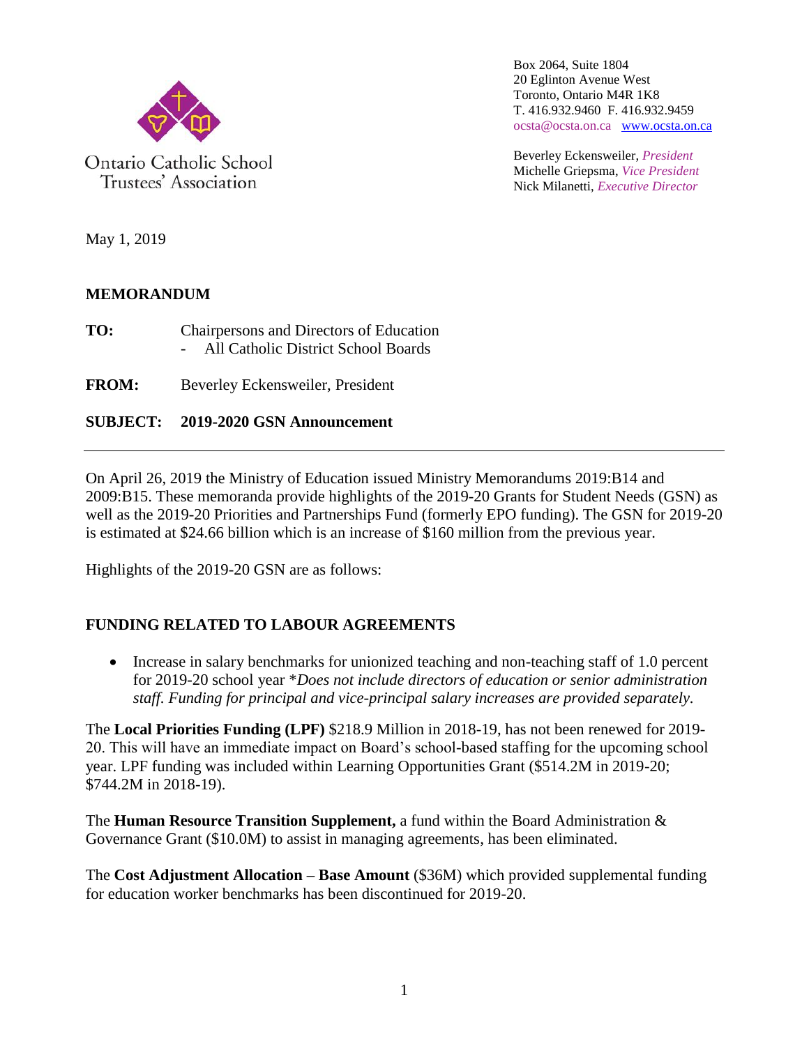Ontario Catholic School Trustees' Association

Box 2064, Suite 1804
20 Eglinton Avenue West
Toronto, Ontario M4R 1K8
T. 416.932.9460 F. 416.932.9459
ocsta@ocsta.on.ca www.ocsta.on.ca

Beverley Eckensweiler, *President*
Michelle Griepsma, *Vice President*
Nick Milanetti, *Executive Director*

May 1, 2019

**MEMORANDUM**

**TO:** Chairpersons and Directors of Education
- All Catholic District School Boards

**FROM:** Beverley Eckensweiler, President

**SUBJECT: 2019-2020 GSN Announcement**

---

On April 26, 2019 the Ministry of Education issued Ministry Memorandums 2019:B14 and 2009:B15. These memoranda provide highlights of the 2019-20 Grants for Student Needs (GSN) as well as the 2019-20 Priorities and Partnerships Fund (formerly EPO funding). The GSN for 2019-20 is estimated at $24.66 billion which is an increase of $160 million from the previous year.

Highlights of the 2019-20 GSN are as follows:

## FUNDING RELATED TO LABOUR AGREEMENTS

- Increase in salary benchmarks for unionized teaching and non-teaching staff of 1.0 percent for 2019-20 school year *\*Does not include directors of education or senior administration staff. Funding for principal and vice-principal salary increases are provided separately.*

The **Local Priorities Funding (LPF)** $218.9 Million in 2018-19, has not been renewed for 2019-20. This will have an immediate impact on Board's school-based staffing for the upcoming school year. LPF funding was included within Learning Opportunities Grant ($514.2M in 2019-20; $744.2M in 2018-19).

The **Human Resource Transition Supplement,** a fund within the Board Administration & Governance Grant ($10.0M) to assist in managing agreements, has been eliminated.

The **Cost Adjustment Allocation – Base Amount** ($36M) which provided supplemental funding for education worker benchmarks has been discontinued for 2019-20.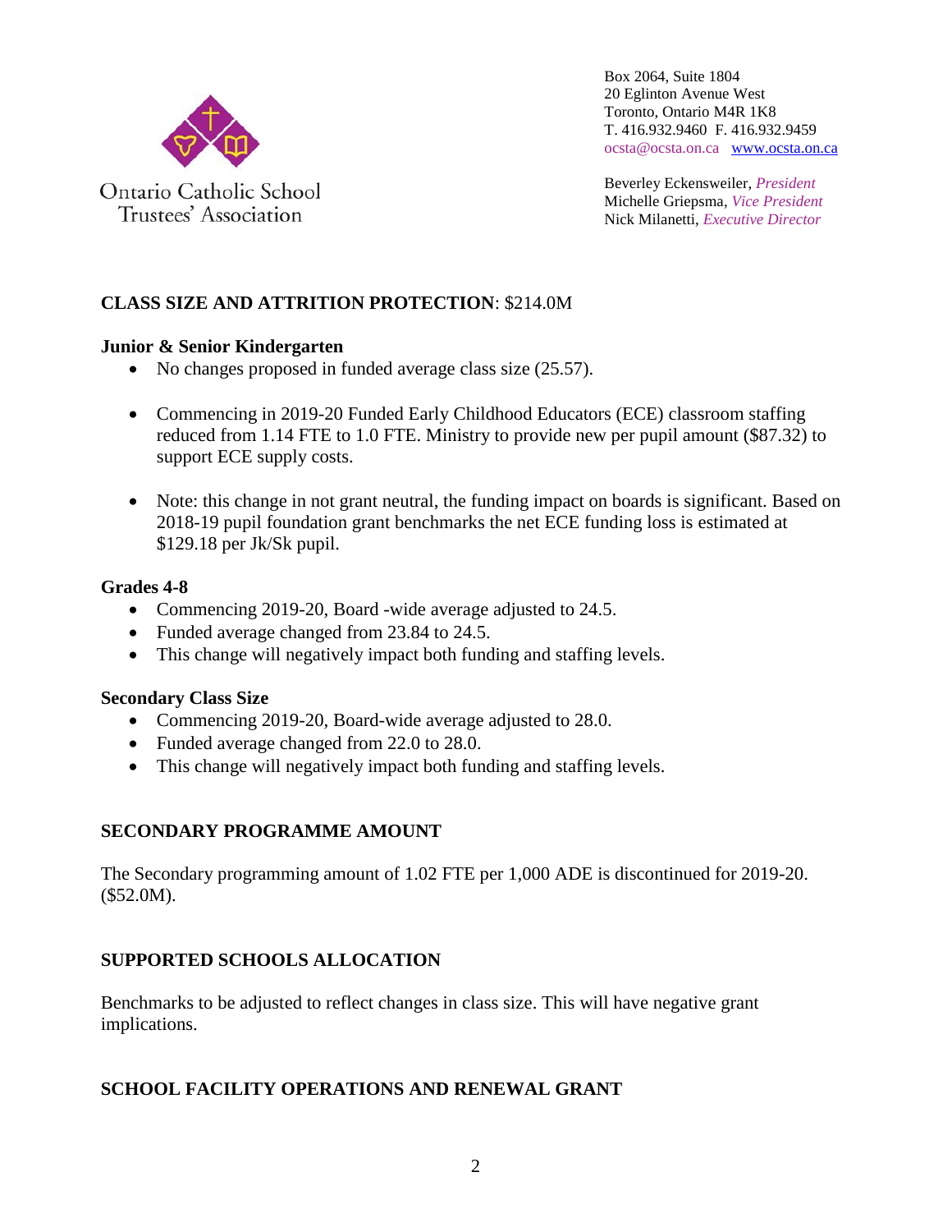## CLASS SIZE AND ATTRITION PROTECTION: $214.0M

### Junior & Senior Kindergarten

- No changes proposed in funded average class size (25.57).
- Commencing in 2019-20 Funded Early Childhood Educators (ECE) classroom staffing reduced from 1.14 FTE to 1.0 FTE. Ministry to provide new per pupil amount ($87.32) to support ECE supply costs.
- Note: this change in not grant neutral, the funding impact on boards is significant. Based on 2018-19 pupil foundation grant benchmarks the net ECE funding loss is estimated at $129.18 per Jk/Sk pupil.

### Grades 4-8

- Commencing 2019-20, Board -wide average adjusted to 24.5.
- Funded average changed from 23.84 to 24.5.
- This change will negatively impact both funding and staffing levels.

### Secondary Class Size

- Commencing 2019-20, Board-wide average adjusted to 28.0.
- Funded average changed from 22.0 to 28.0.
- This change will negatively impact both funding and staffing levels.

## SECONDARY PROGRAMME AMOUNT

The Secondary programming amount of 1.02 FTE per 1,000 ADE is discontinued for 2019-20. ($52.0M).

## SUPPORTED SCHOOLS ALLOCATION

Benchmarks to be adjusted to reflect changes in class size. This will have negative grant implications.

## SCHOOL FACILITY OPERATIONS AND RENEWAL GRANT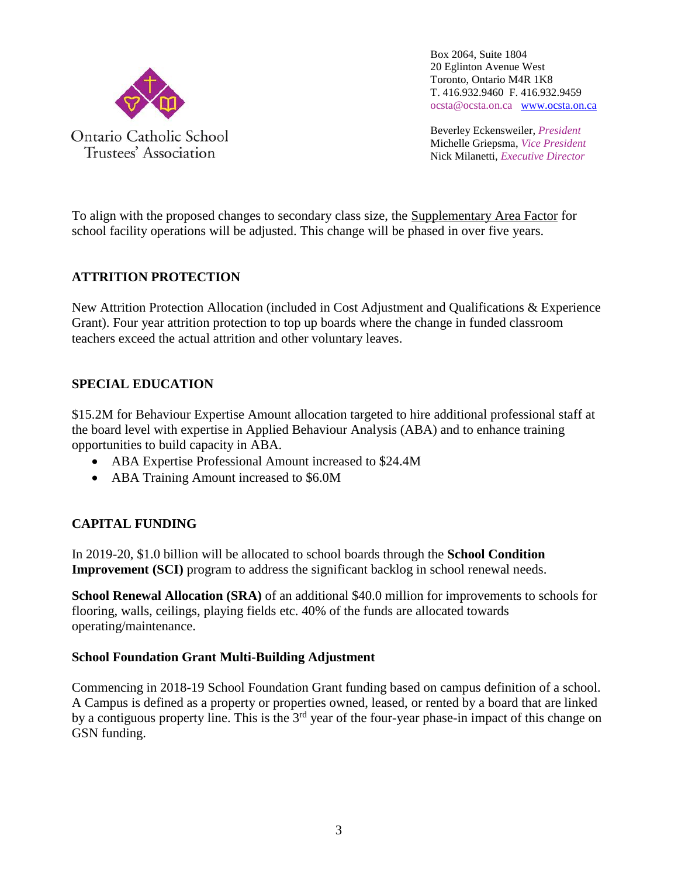To align with the proposed changes to secondary class size, the Supplementary Area Factor for school facility operations will be adjusted. This change will be phased in over five years.

## ATTRITION PROTECTION

New Attrition Protection Allocation (included in Cost Adjustment and Qualifications & Experience Grant). Four year attrition protection to top up boards where the change in funded classroom teachers exceed the actual attrition and other voluntary leaves.

## SPECIAL EDUCATION

$15.2M for Behaviour Expertise Amount allocation targeted to hire additional professional staff at the board level with expertise in Applied Behaviour Analysis (ABA) and to enhance training opportunities to build capacity in ABA.

- ABA Expertise Professional Amount increased to $24.4M
- ABA Training Amount increased to $6.0M

## CAPITAL FUNDING

In 2019-20, $1.0 billion will be allocated to school boards through the **School Condition Improvement (SCI)** program to address the significant backlog in school renewal needs.

**School Renewal Allocation (SRA)** of an additional $40.0 million for improvements to schools for flooring, walls, ceilings, playing fields etc. 40% of the funds are allocated towards operating/maintenance.

### School Foundation Grant Multi-Building Adjustment

Commencing in 2018-19 School Foundation Grant funding based on campus definition of a school. A Campus is defined as a property or properties owned, leased, or rented by a board that are linked by a contiguous property line. This is the 3rd year of the four-year phase-in impact of this change on GSN funding.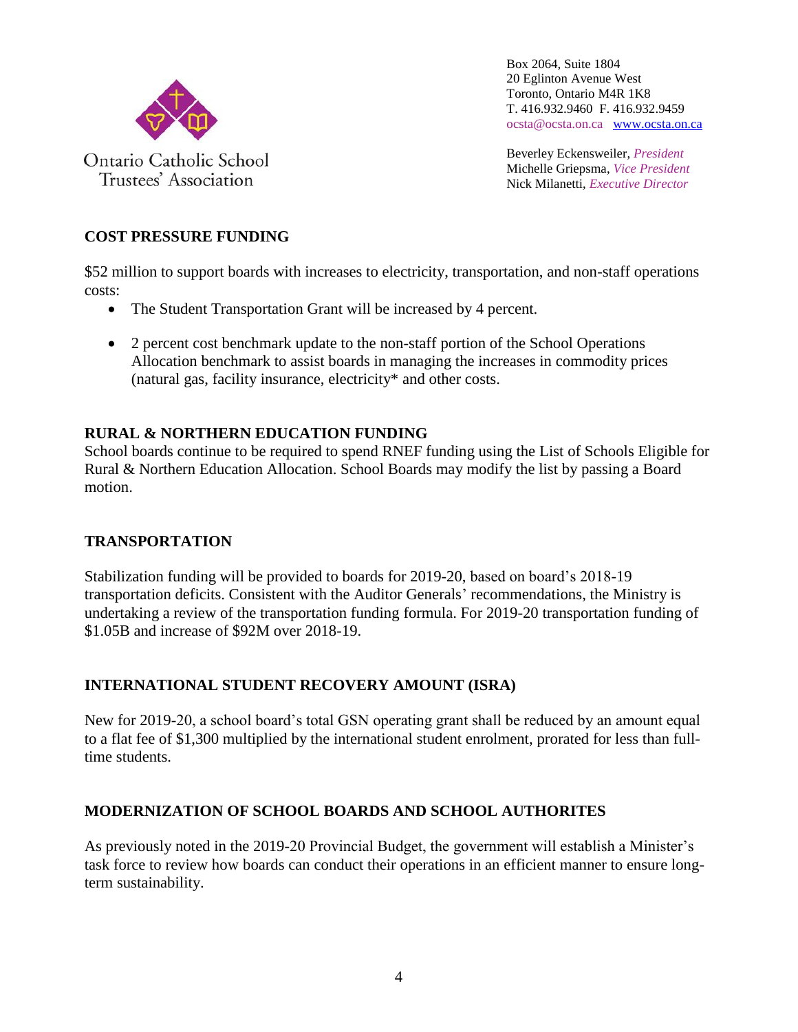Box 2064, Suite 1804
20 Eglinton Avenue West
Toronto, Ontario M4R 1K8
T. 416.932.9460 F. 416.932.9459
ocsta@ocsta.on.ca [www.ocsta.on.ca](http://www.ocsta.on.ca)

Beverley Eckensweiler, *President*
Michelle Griepsma, *Vice President*
Nick Milanetti, *Executive Director*

Ontario Catholic School Trustees' Association

## COST PRESSURE FUNDING

$52 million to support boards with increases to electricity, transportation, and non-staff operations costs:

- The Student Transportation Grant will be increased by 4 percent.
- 2 percent cost benchmark update to the non-staff portion of the School Operations Allocation benchmark to assist boards in managing the increases in commodity prices (natural gas, facility insurance, electricity* and other costs.

## RURAL & NORTHERN EDUCATION FUNDING

School boards continue to be required to spend RNEF funding using the List of Schools Eligible for Rural & Northern Education Allocation. School Boards may modify the list by passing a Board motion.

## TRANSPORTATION

Stabilization funding will be provided to boards for 2019-20, based on board's 2018-19 transportation deficits. Consistent with the Auditor Generals' recommendations, the Ministry is undertaking a review of the transportation funding formula. For 2019-20 transportation funding of $1.05B and increase of $92M over 2018-19.

## INTERNATIONAL STUDENT RECOVERY AMOUNT (ISRA)

New for 2019-20, a school board's total GSN operating grant shall be reduced by an amount equal to a flat fee of $1,300 multiplied by the international student enrolment, prorated for less than full-time students.

## MODERNIZATION OF SCHOOL BOARDS AND SCHOOL AUTHORITES

As previously noted in the 2019-20 Provincial Budget, the government will establish a Minister's task force to review how boards can conduct their operations in an efficient manner to ensure long-term sustainability.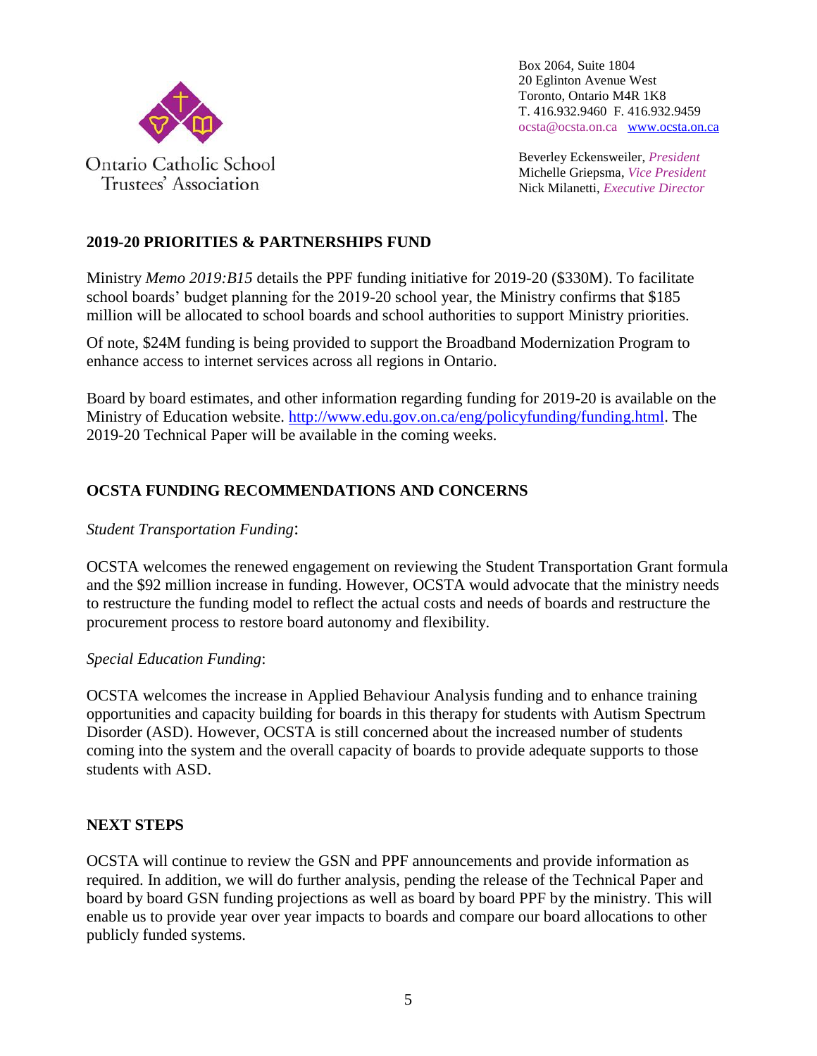Ontario Catholic School Trustees' Association

Box 2064, Suite 1804
20 Eglinton Avenue West
Toronto, Ontario M4R 1K8
T. 416.932.9460 F. 416.932.9459
ocsta@ocsta.on.ca www.ocsta.on.ca

Beverley Eckensweiler, *President*
Michelle Griepsma, *Vice President*
Nick Milanetti, *Executive Director*

## 2019-20 PRIORITIES & PARTNERSHIPS FUND

Ministry *Memo 2019:B15* details the PPF funding initiative for 2019-20 ($330M). To facilitate school boards' budget planning for the 2019-20 school year, the Ministry confirms that $185 million will be allocated to school boards and school authorities to support Ministry priorities.

Of note, $24M funding is being provided to support the Broadband Modernization Program to enhance access to internet services across all regions in Ontario.

Board by board estimates, and other information regarding funding for 2019-20 is available on the Ministry of Education website. http://www.edu.gov.on.ca/eng/policyfunding/funding.html. The 2019-20 Technical Paper will be available in the coming weeks.

## OCSTA FUNDING RECOMMENDATIONS AND CONCERNS

*Student Transportation Funding*:

OCSTA welcomes the renewed engagement on reviewing the Student Transportation Grant formula and the $92 million increase in funding. However, OCSTA would advocate that the ministry needs to restructure the funding model to reflect the actual costs and needs of boards and restructure the procurement process to restore board autonomy and flexibility.

*Special Education Funding*:

OCSTA welcomes the increase in Applied Behaviour Analysis funding and to enhance training opportunities and capacity building for boards in this therapy for students with Autism Spectrum Disorder (ASD). However, OCSTA is still concerned about the increased number of students coming into the system and the overall capacity of boards to provide adequate supports to those students with ASD.

## NEXT STEPS

OCSTA will continue to review the GSN and PPF announcements and provide information as required. In addition, we will do further analysis, pending the release of the Technical Paper and board by board GSN funding projections as well as board by board PPF by the ministry. This will enable us to provide year over year impacts to boards and compare our board allocations to other publicly funded systems.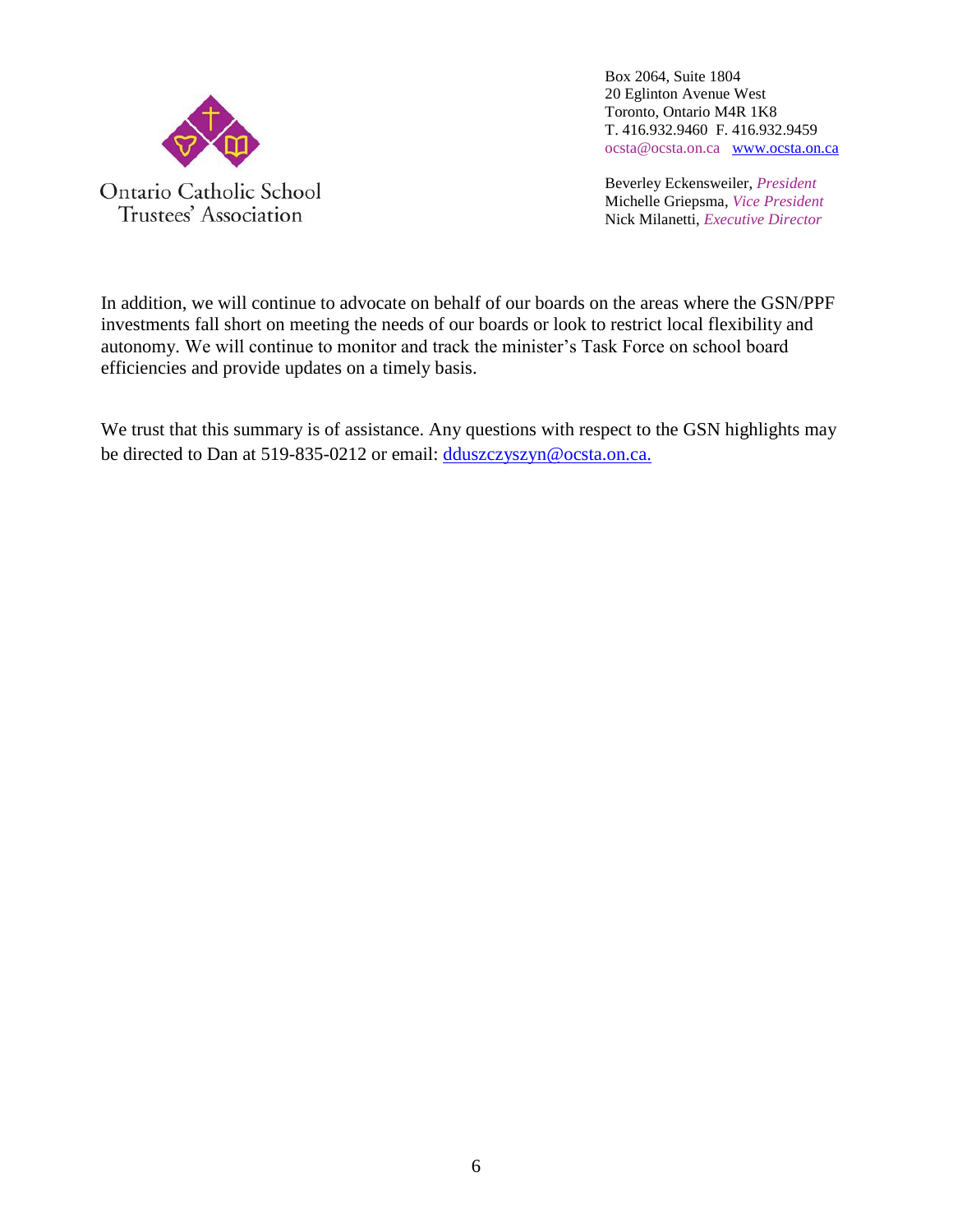Ontario Catholic School Trustees' Association

Box 2064, Suite 1804
20 Eglinton Avenue West
Toronto, Ontario M4R 1K8
T. 416.932.9460 F. 416.932.9459
ocsta@ocsta.on.ca www.ocsta.on.ca

Beverley Eckensweiler, *President*
Michelle Griepsma, *Vice President*
Nick Milanetti, *Executive Director*

In addition, we will continue to advocate on behalf of our boards on the areas where the GSN/PPF investments fall short on meeting the needs of our boards or look to restrict local flexibility and autonomy. We will continue to monitor and track the minister's Task Force on school board efficiencies and provide updates on a timely basis.

We trust that this summary is of assistance. Any questions with respect to the GSN highlights may be directed to Dan at 519-835-0212 or email: dduszczyszyn@ocsta.on.ca.